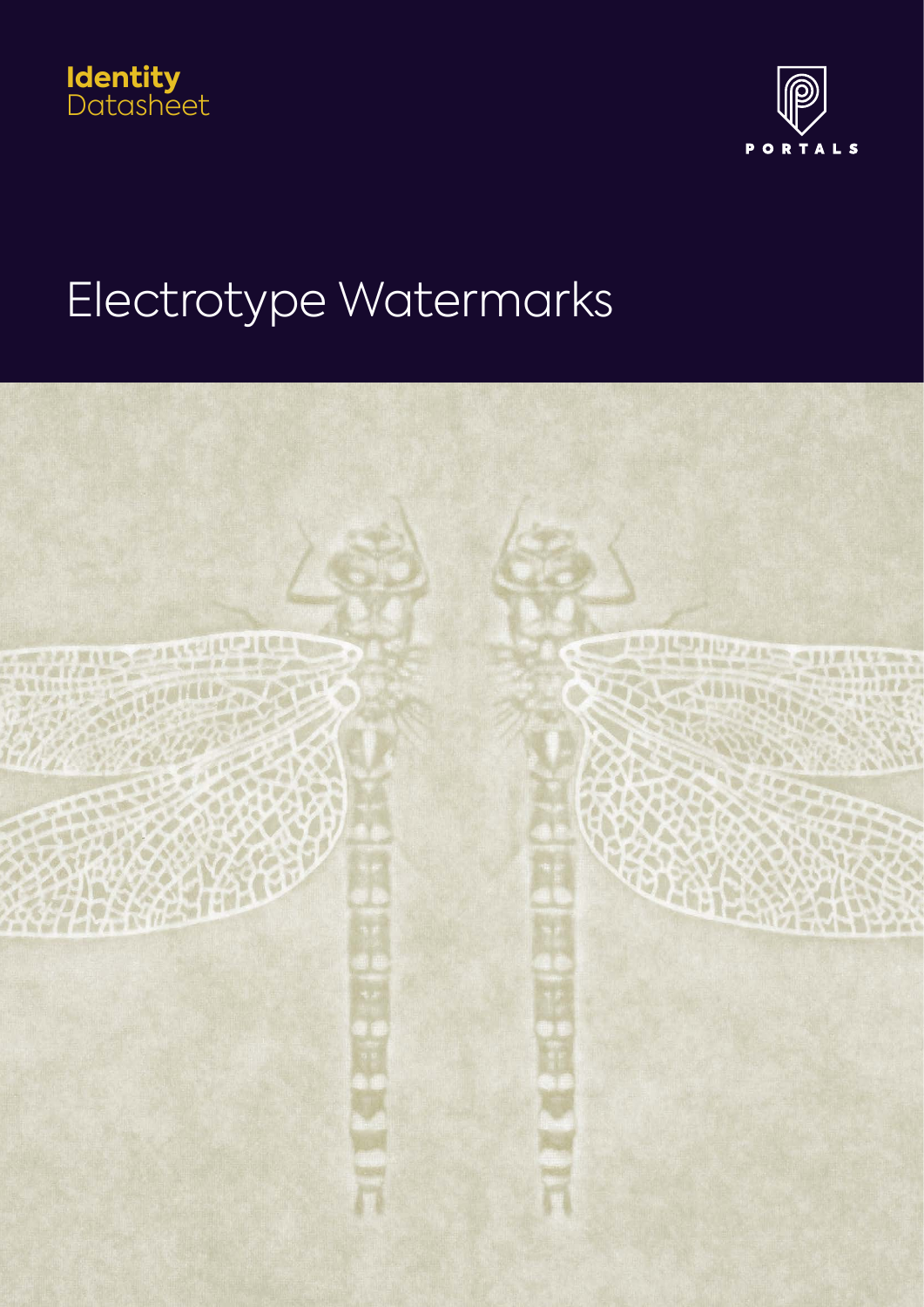**Identity**
Datasheet

PORTALS

# Electrotype Watermarks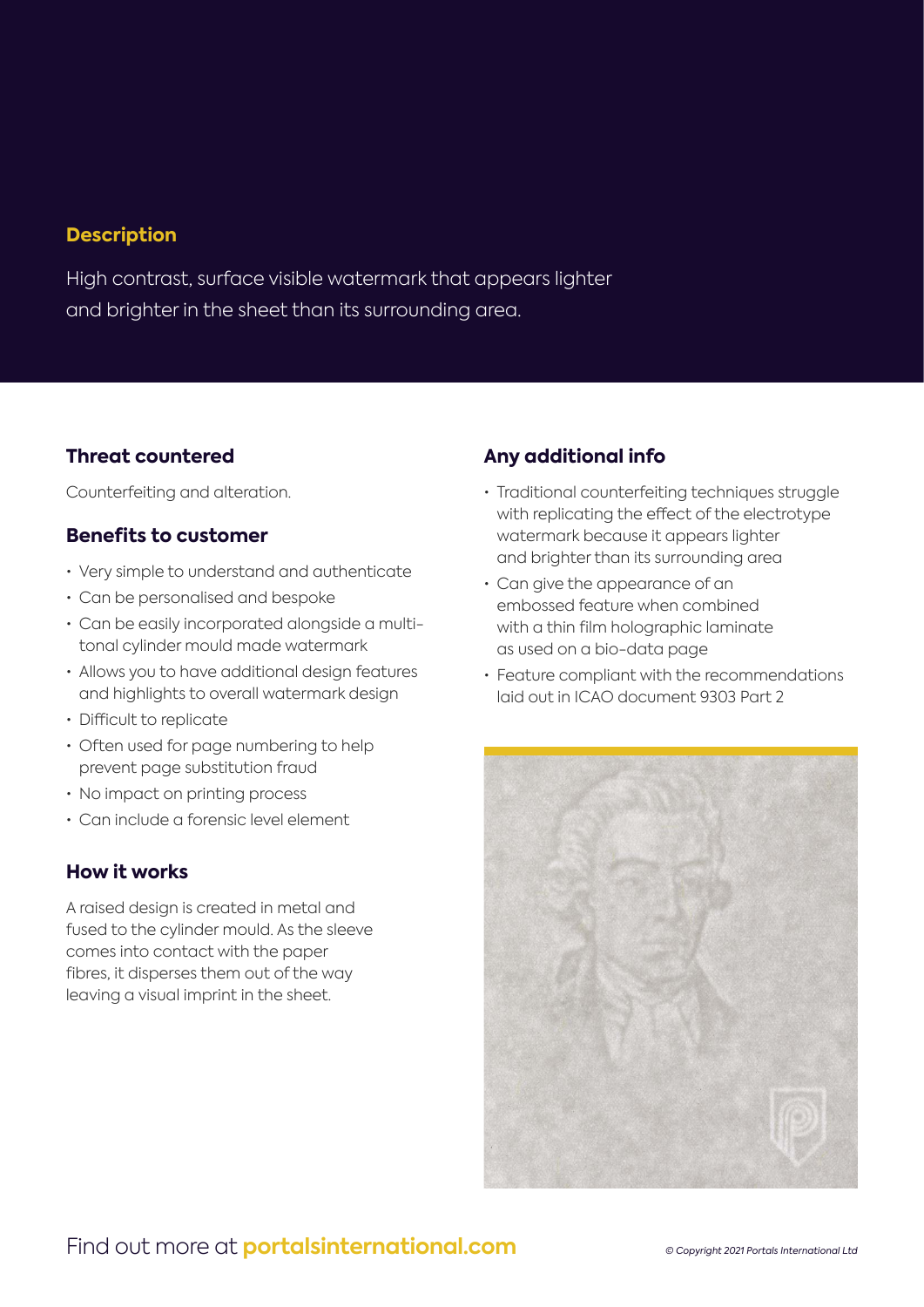## Description

High contrast, surface visible watermark that appears lighter and brighter in the sheet than its surrounding area.

## Threat countered

Counterfeiting and alteration.

## Benefits to customer

- Very simple to understand and authenticate
- Can be personalised and bespoke
- Can be easily incorporated alongside a multi-tonal cylinder mould made watermark
- Allows you to have additional design features and highlights to overall watermark design
- Difficult to replicate
- Often used for page numbering to help prevent page substitution fraud
- No impact on printing process
- Can include a forensic level element

## How it works

A raised design is created in metal and fused to the cylinder mould. As the sleeve comes into contact with the paper fibres, it disperses them out of the way leaving a visual imprint in the sheet.

## Any additional info

- Traditional counterfeiting techniques struggle with replicating the effect of the electrotype watermark because it appears lighter and brighter than its surrounding area
- Can give the appearance of an embossed feature when combined with a thin film holographic laminate as used on a bio-data page
- Feature compliant with the recommendations laid out in ICAO document 9303 Part 2

Find out more at **portalsinternational.com**

*© Copyright 2021 Portals International Ltd*